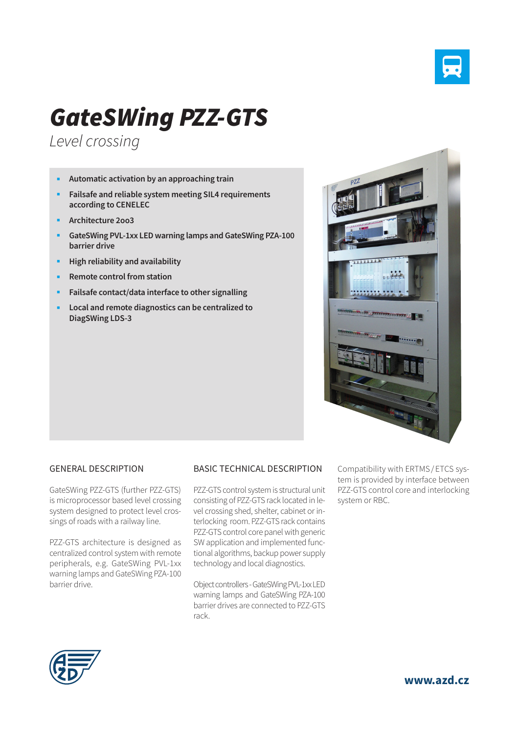# GateSWing PZZ-GTS

*Level crossing*

- **Automatic activation by an approaching train**
- **Failsafe and reliable system meeting SIL4 requirements according to CENELEC**
- **Architecture 2oo3**
- **GateSWing PVL-1xx LED warning lamps and GateSWing PZA-100 barrier drive**
- **High reliability and availability**
- **Remote control from station**
- **Failsafe contact/data interface to other signalling**
- **Local and remote diagnostics can be centralized to DiagSWing LDS-3**

## GENERAL DESCRIPTION

GateSWing PZZ-GTS (further PZZ-GTS) is microprocessor based level crossing system designed to protect level crossings of roads with a railway line.

PZZ-GTS architecture is designed as centralized control system with remote peripherals, e.g. GateSWing PVL-1xx warning lamps and GateSWing PZA-100 barrier drive.

## BASIC TECHNICAL DESCRIPTION

PZZ-GTS control system is structural unit consisting of PZZ-GTS rack located in level crossing shed, shelter, cabinet or interlocking room. PZZ-GTS rack contains PZZ-GTS control core panel with generic SW application and implemented functional algorithms, backup power supply technology and local diagnostics.

Object controllers - GateSWing PVL-1xx LED warning lamps and GateSWing PZA-100 barrier drives are connected to PZZ-GTS rack.

Compatibility with ERTMS / ETCS system is provided by interface between PZZ-GTS control core and interlocking system or RBC.

**www.azd.cz**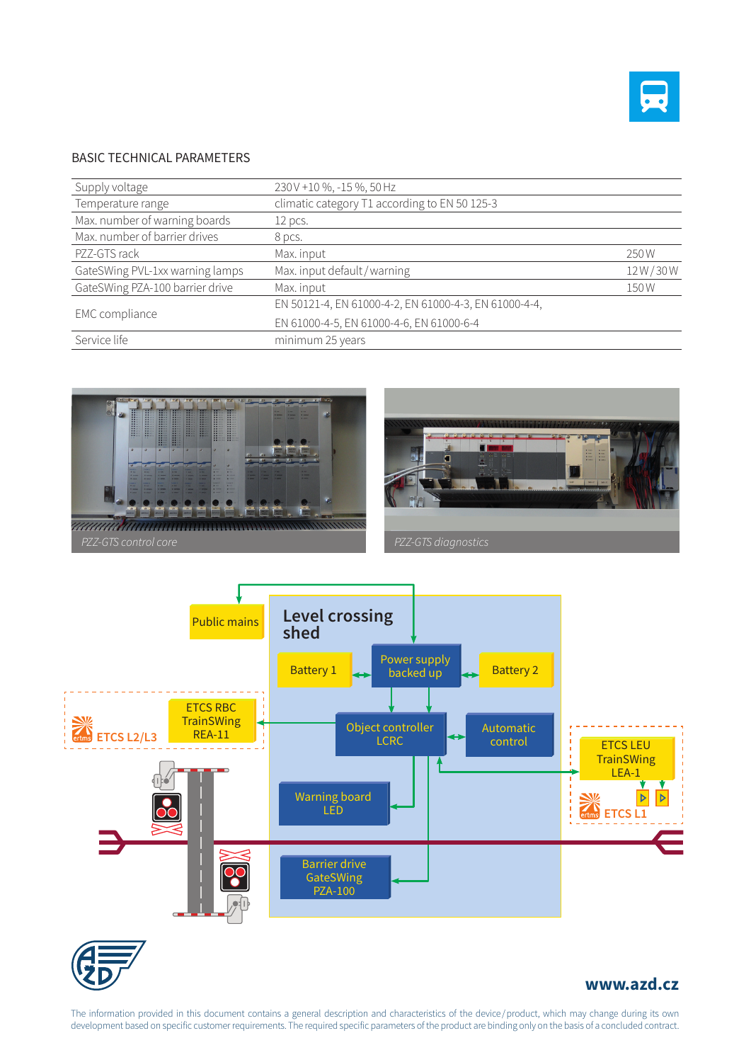## BASIC TECHNICAL PARAMETERS

| | | |
|---|---|---|
| Supply voltage | 230 V +10 %, -15 %, 50 Hz | |
| Temperature range | climatic category T1 according to EN 50 125-3 | |
| Max. number of warning boards | 12 pcs. | |
| Max. number of barrier drives | 8 pcs. | |
| PZZ-GTS rack | Max. input | 250 W |
| GateSWing PVL-1xx warning lamps | Max. input default / warning | 12 W / 30 W |
| GateSWing PZA-100 barrier drive | Max. input | 150 W |
| EMC compliance | EN 50121-4, EN 61000-4-2, EN 61000-4-3, EN 61000-4-4, EN 61000-4-5, EN 61000-4-6, EN 61000-6-4 | |
| Service life | minimum 25 years | |

PZZ-GTS control core

PZZ-GTS diagnostics

Public mains

Level crossing shed

Battery 1

Power supply backed up

Battery 2

ETCS RBC TrainSWing REA-11

ETCS L2/L3

Object controller LCRC

Automatic control

ETCS LEU TrainSWing LEA-1

ETCS L1

Warning board LED

Barrier drive GateSWing PZA-100

www.azd.cz

The information provided in this document contains a general description and characteristics of the device / product, which may change during its own development based on specific customer requirements. The required specific parameters of the product are binding only on the basis of a concluded contract.